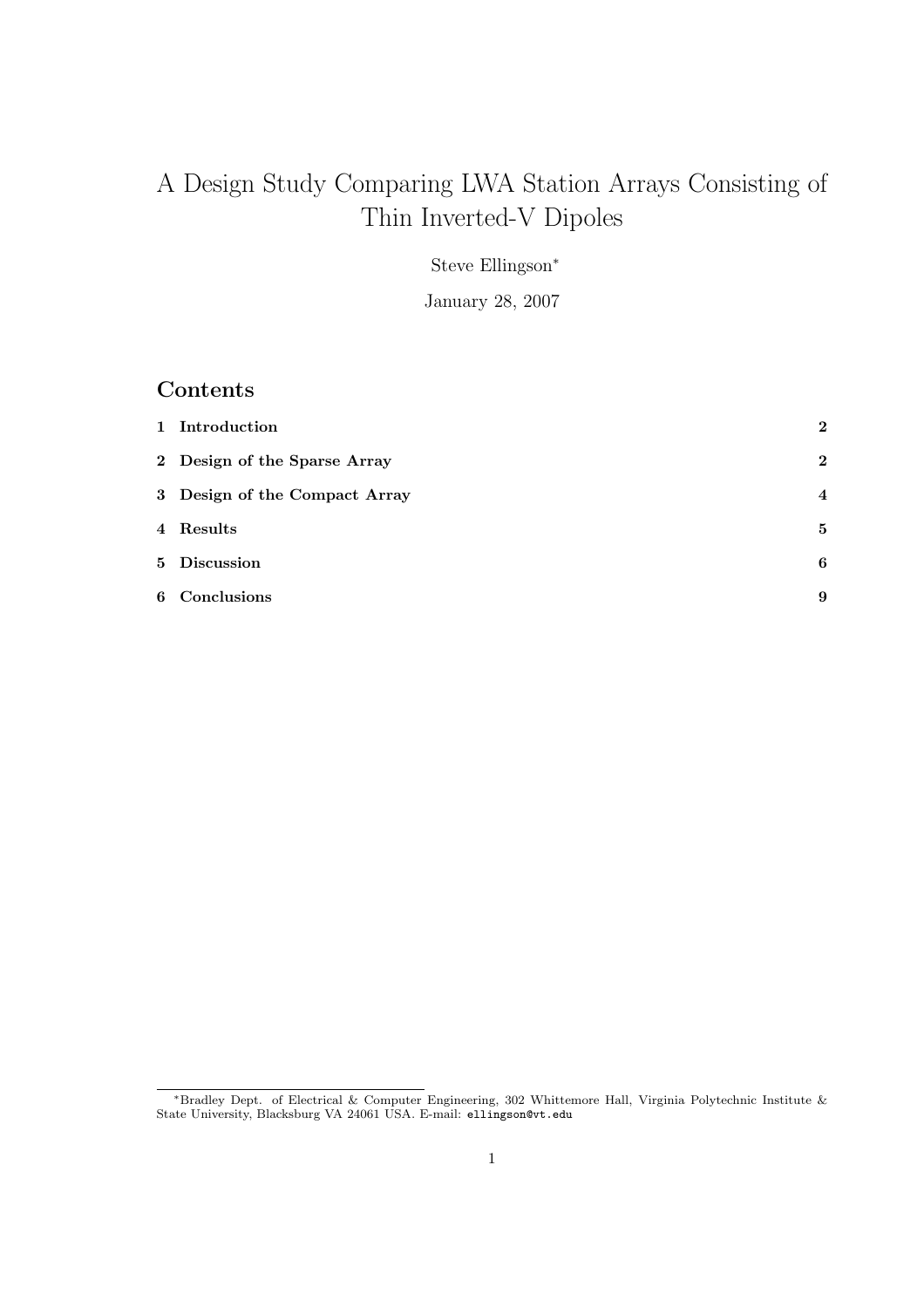# A Design Study Comparing LWA Station Arrays Consisting of Thin Inverted-V Dipoles

Steve Ellingson*

January 28, 2007

## Contents

| | | |
|---|---|---|
| **1** | **Introduction** | **2** |
| **2** | **Design of the Sparse Array** | **2** |
| **3** | **Design of the Compact Array** | **4** |
| **4** | **Results** | **5** |
| **5** | **Discussion** | **6** |
| **6** | **Conclusions** | **9** |

*Bradley Dept. of Electrical & Computer Engineering, 302 Whittemore Hall, Virginia Polytechnic Institute & State University, Blacksburg VA 24061 USA. E-mail: `ellingson@vt.edu`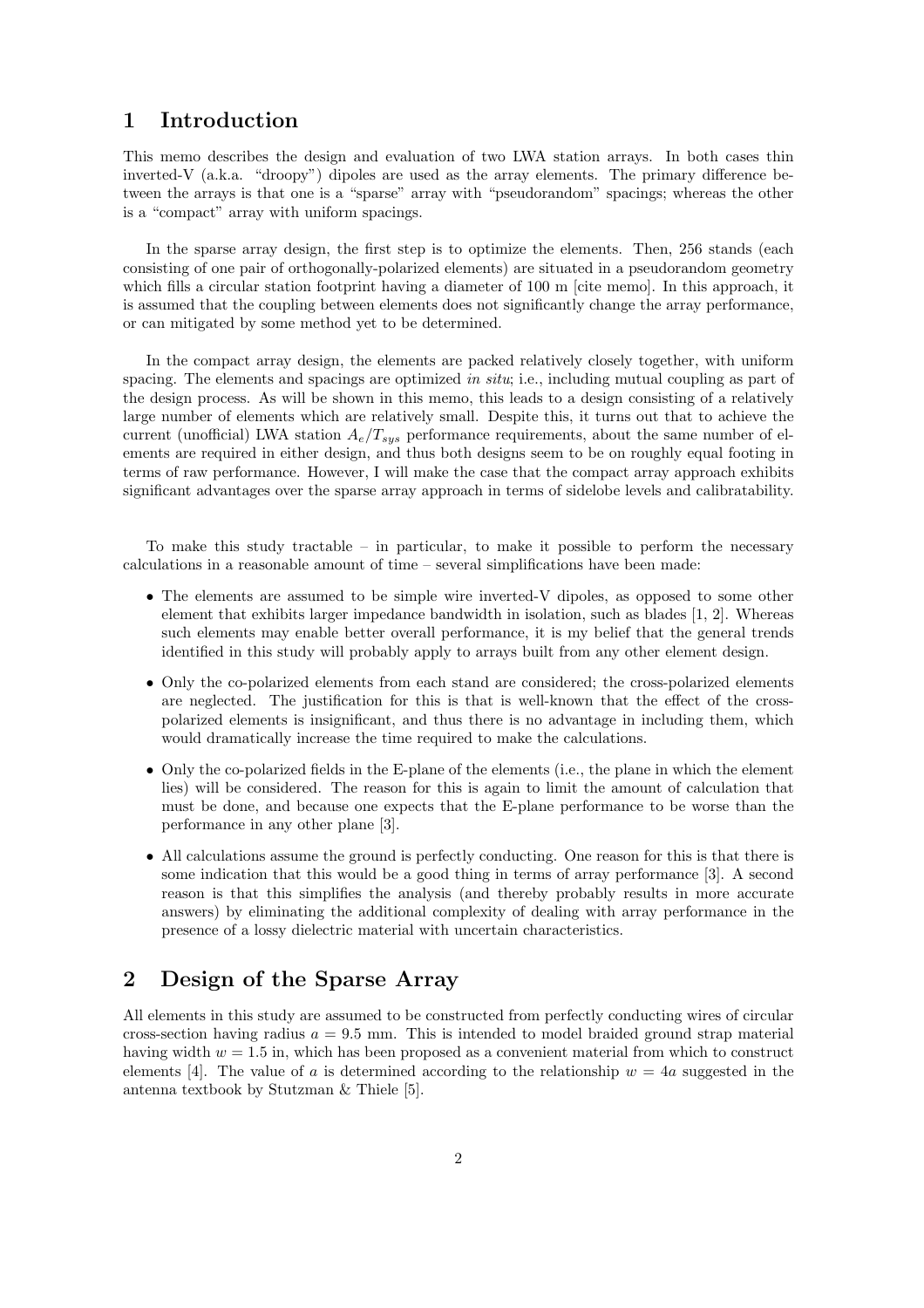# 1 Introduction

This memo describes the design and evaluation of two LWA station arrays. In both cases thin inverted-V (a.k.a. "droopy") dipoles are used as the array elements. The primary difference between the arrays is that one is a "sparse" array with "pseudorandom" spacings; whereas the other is a "compact" array with uniform spacings.

In the sparse array design, the first step is to optimize the elements. Then, 256 stands (each consisting of one pair of orthogonally-polarized elements) are situated in a pseudorandom geometry which fills a circular station footprint having a diameter of 100 m [cite memo]. In this approach, it is assumed that the coupling between elements does not significantly change the array performance, or can mitigated by some method yet to be determined.

In the compact array design, the elements are packed relatively closely together, with uniform spacing. The elements and spacings are optimized *in situ*; i.e., including mutual coupling as part of the design process. As will be shown in this memo, this leads to a design consisting of a relatively large number of elements which are relatively small. Despite this, it turns out that to achieve the current (unofficial) LWA station $A_e/T_{sys}$ performance requirements, about the same number of elements are required in either design, and thus both designs seem to be on roughly equal footing in terms of raw performance. However, I will make the case that the compact array approach exhibits significant advantages over the sparse array approach in terms of sidelobe levels and calibratability.

To make this study tractable – in particular, to make it possible to perform the necessary calculations in a reasonable amount of time – several simplifications have been made:

- The elements are assumed to be simple wire inverted-V dipoles, as opposed to some other element that exhibits larger impedance bandwidth in isolation, such as blades [1, 2]. Whereas such elements may enable better overall performance, it is my belief that the general trends identified in this study will probably apply to arrays built from any other element design.
- Only the co-polarized elements from each stand are considered; the cross-polarized elements are neglected. The justification for this is that is well-known that the effect of the cross-polarized elements is insignificant, and thus there is no advantage in including them, which would dramatically increase the time required to make the calculations.
- Only the co-polarized fields in the E-plane of the elements (i.e., the plane in which the element lies) will be considered. The reason for this is again to limit the amount of calculation that must be done, and because one expects that the E-plane performance to be worse than the performance in any other plane [3].
- All calculations assume the ground is perfectly conducting. One reason for this is that there is some indication that this would be a good thing in terms of array performance [3]. A second reason is that this simplifies the analysis (and thereby probably results in more accurate answers) by eliminating the additional complexity of dealing with array performance in the presence of a lossy dielectric material with uncertain characteristics.

# 2 Design of the Sparse Array

All elements in this study are assumed to be constructed from perfectly conducting wires of circular cross-section having radius $a = 9.5$ mm. This is intended to model braided ground strap material having width $w = 1.5$ in, which has been proposed as a convenient material from which to construct elements [4]. The value of $a$ is determined according to the relationship $w = 4a$ suggested in the antenna textbook by Stutzman & Thiele [5].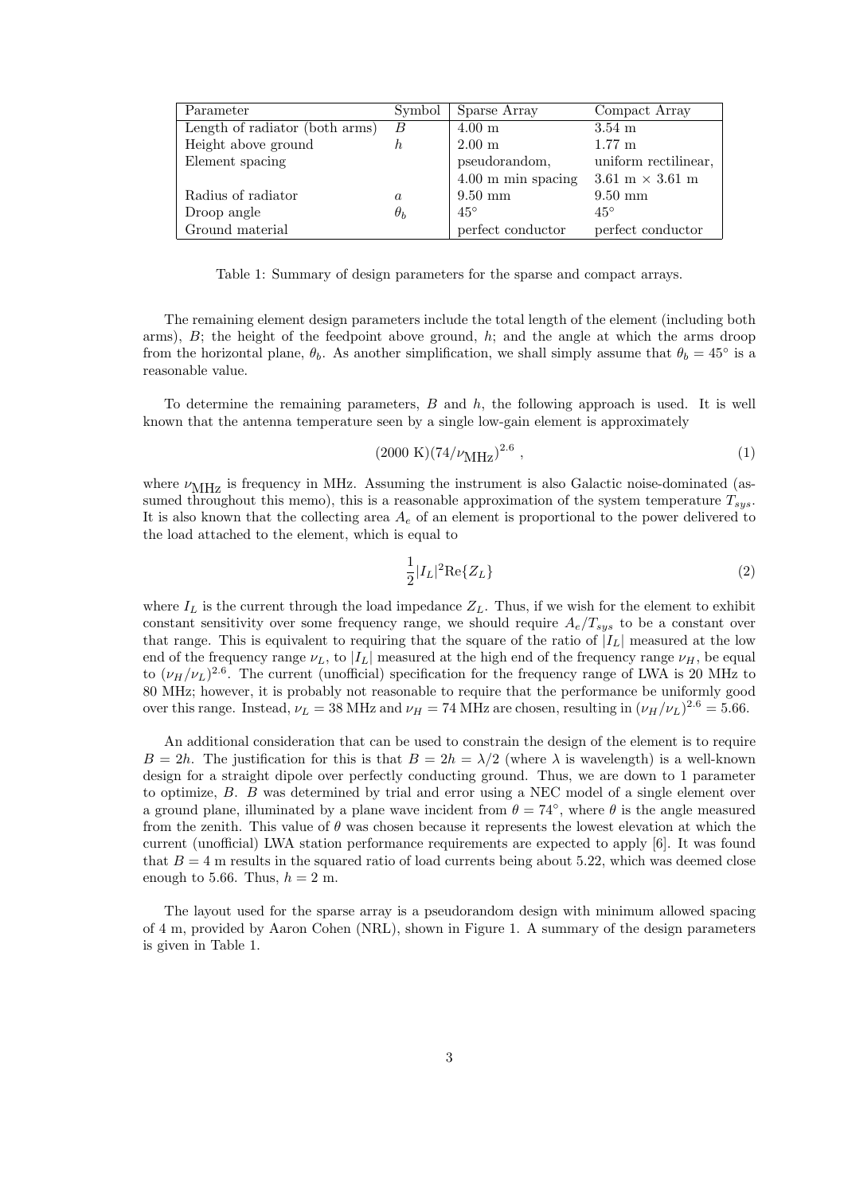| Parameter | Symbol | Sparse Array | Compact Array |
|---|---|---|---|
| Length of radiator (both arms) | $B$ | 4.00 m | 3.54 m |
| Height above ground | $h$ | 2.00 m | 1.77 m |
| Element spacing | | pseudorandom, 4.00 m min spacing | uniform rectilinear, 3.61 m × 3.61 m |
| Radius of radiator | $a$ | 9.50 mm | 9.50 mm |
| Droop angle | $\theta_b$ | 45° | 45° |
| Ground material | | perfect conductor | perfect conductor |

Table 1: Summary of design parameters for the sparse and compact arrays.

The remaining element design parameters include the total length of the element (including both arms), $B$; the height of the feedpoint above ground, $h$; and the angle at which the arms droop from the horizontal plane, $\theta_b$. As another simplification, we shall simply assume that $\theta_b = 45^\circ$ is a reasonable value.

To determine the remaining parameters, $B$ and $h$, the following approach is used. It is well known that the antenna temperature seen by a single low-gain element is approximately

$$(2000\text{ K})(74/\nu_{\text{MHz}})^{2.6}\ , \tag{1}$$

where $\nu_{\text{MHz}}$ is frequency in MHz. Assuming the instrument is also Galactic noise-dominated (assumed throughout this memo), this is a reasonable approximation of the system temperature $T_{sys}$. It is also known that the collecting area $A_e$ of an element is proportional to the power delivered to the load attached to the element, which is equal to

$$\frac{1}{2}|I_L|^2\text{Re}\{Z_L\} \tag{2}$$

where $I_L$ is the current through the load impedance $Z_L$. Thus, if we wish for the element to exhibit constant sensitivity over some frequency range, we should require $A_e/T_{sys}$ to be a constant over that range. This is equivalent to requiring that the square of the ratio of $|I_L|$ measured at the low end of the frequency range $\nu_L$, to $|I_L|$ measured at the high end of the frequency range $\nu_H$, be equal to $(\nu_H/\nu_L)^{2.6}$. The current (unofficial) specification for the frequency range of LWA is 20 MHz to 80 MHz; however, it is probably not reasonable to require that the performance be uniformly good over this range. Instead, $\nu_L = 38$ MHz and $\nu_H = 74$ MHz are chosen, resulting in $(\nu_H/\nu_L)^{2.6} = 5.66$.

An additional consideration that can be used to constrain the design of the element is to require $B = 2h$. The justification for this is that $B = 2h = \lambda/2$ (where $\lambda$ is wavelength) is a well-known design for a straight dipole over perfectly conducting ground. Thus, we are down to 1 parameter to optimize, $B$. $B$ was determined by trial and error using a NEC model of a single element over a ground plane, illuminated by a plane wave incident from $\theta = 74^\circ$, where $\theta$ is the angle measured from the zenith. This value of $\theta$ was chosen because it represents the lowest elevation at which the current (unofficial) LWA station performance requirements are expected to apply [6]. It was found that $B = 4$ m results in the squared ratio of load currents being about 5.22, which was deemed close enough to 5.66. Thus, $h = 2$ m.

The layout used for the sparse array is a pseudorandom design with minimum allowed spacing of 4 m, provided by Aaron Cohen (NRL), shown in Figure 1. A summary of the design parameters is given in Table 1.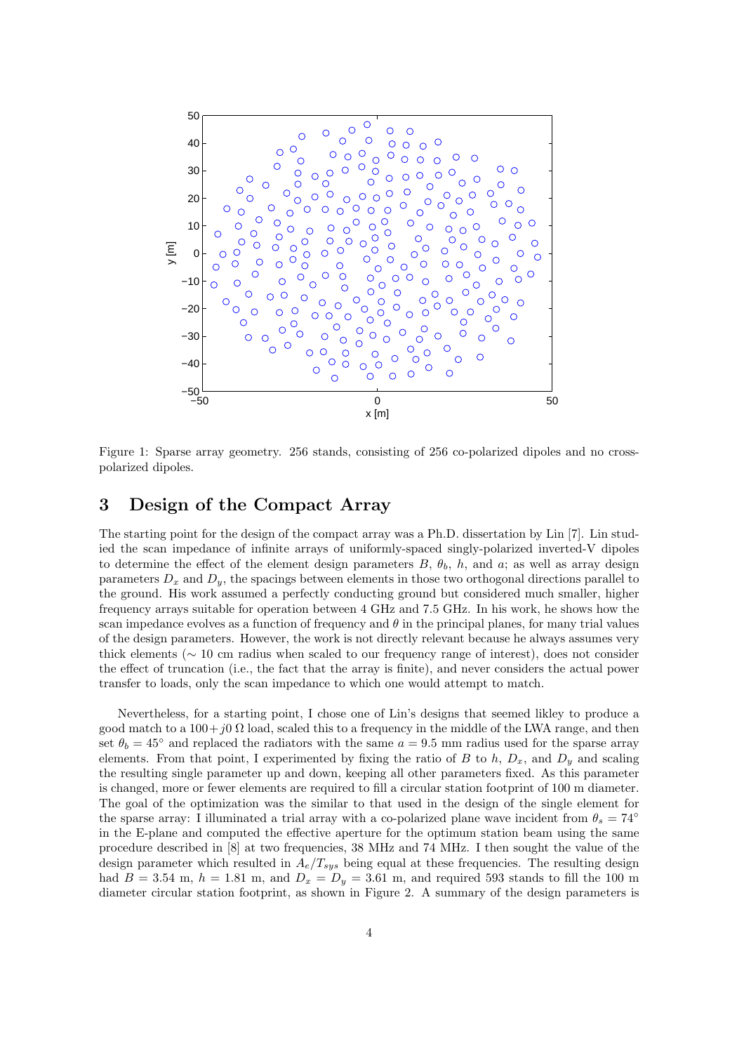Figure 1: Sparse array geometry. 256 stands, consisting of 256 co-polarized dipoles and no cross-polarized dipoles.

## 3 Design of the Compact Array

The starting point for the design of the compact array was a Ph.D. dissertation by Lin [7]. Lin studied the scan impedance of infinite arrays of uniformly-spaced singly-polarized inverted-V dipoles to determine the effect of the element design parameters $B$, $\theta_b$, $h$, and $a$; as well as array design parameters $D_x$ and $D_y$, the spacings between elements in those two orthogonal directions parallel to the ground. His work assumed a perfectly conducting ground but considered much smaller, higher frequency arrays suitable for operation between 4 GHz and 7.5 GHz. In his work, he shows how the scan impedance evolves as a function of frequency and $\theta$ in the principal planes, for many trial values of the design parameters. However, the work is not directly relevant because he always assumes very thick elements ($\sim$ 10 cm radius when scaled to our frequency range of interest), does not consider the effect of truncation (i.e., the fact that the array is finite), and never considers the actual power transfer to loads, only the scan impedance to which one would attempt to match.

Nevertheless, for a starting point, I chose one of Lin's designs that seemed likley to produce a good match to a $100+j0\ \Omega$ load, scaled this to a frequency in the middle of the LWA range, and then set $\theta_b = 45^\circ$ and replaced the radiators with the same $a = 9.5$ mm radius used for the sparse array elements. From that point, I experimented by fixing the ratio of $B$ to $h$, $D_x$, and $D_y$ and scaling the resulting single parameter up and down, keeping all other parameters fixed. As this parameter is changed, more or fewer elements are required to fill a circular station footprint of 100 m diameter. The goal of the optimization was the similar to that used in the design of the single element for the sparse array: I illuminated a trial array with a co-polarized plane wave incident from $\theta_s = 74^\circ$ in the E-plane and computed the effective aperture for the optimum station beam using the same procedure described in [8] at two frequencies, 38 MHz and 74 MHz. I then sought the value of the design parameter which resulted in $A_e/T_{sys}$ being equal at these frequencies. The resulting design had $B = 3.54$ m, $h = 1.81$ m, and $D_x = D_y = 3.61$ m, and required 593 stands to fill the 100 m diameter circular station footprint, as shown in Figure 2. A summary of the design parameters is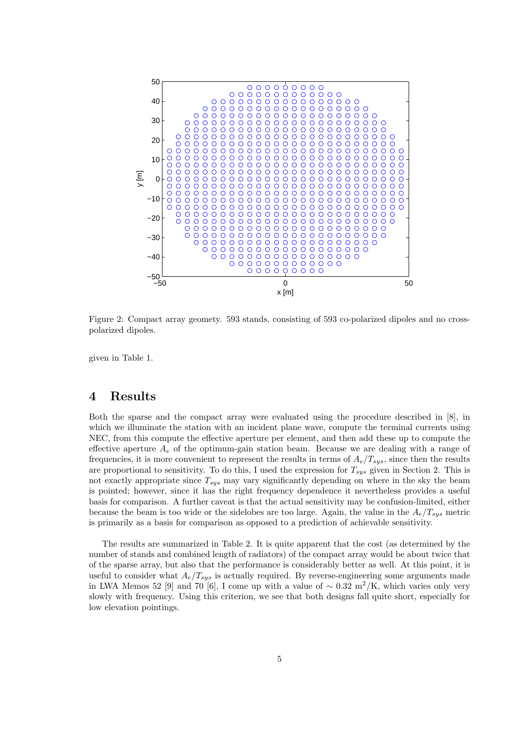Figure 2: Compact array geomety. 593 stands, consisting of 593 co-polarized dipoles and no cross-polarized dipoles.

given in Table 1.

# 4 Results

Both the sparse and the compact array were evaluated using the procedure described in [8], in which we illuminate the station with an incident plane wave, compute the terminal currents using NEC, from this compute the effective aperture per element, and then add these up to compute the effective aperture $A_e$ of the optimum-gain station beam. Because we are dealing with a range of frequencies, it is more convenient to represent the results in terms of $A_e/T_{sys}$, since then the results are proportional to sensitivity. To do this, I used the expression for $T_{sys}$ given in Section 2. This is not exactly appropriate since $T_{sys}$ may vary significantly depending on where in the sky the beam is pointed; however, since it has the right frequency dependence it nevertheless provides a useful basis for comparison. A further caveat is that the actual sensitivity may be confusion-limited, either because the beam is too wide or the sidelobes are too large. Again, the value in the $A_e/T_{sys}$ metric is primarily as a basis for comparison as opposed to a prediction of achievable sensitivity.

The results are summarized in Table 2. It is quite apparent that the cost (as determined by the number of stands and combined length of radiators) of the compact array would be about twice that of the sparse array, but also that the performance is considerably better as well. At this point, it is useful to consider what $A_e/T_{sys}$ is actually required. By reverse-engineering some arguments made in LWA Memos 52 [9] and 70 [6], I come up with a value of $\sim 0.32$ m$^2$/K, which varies only very slowly with frequency. Using this criterion, we see that both designs fall quite short, especially for low elevation pointings.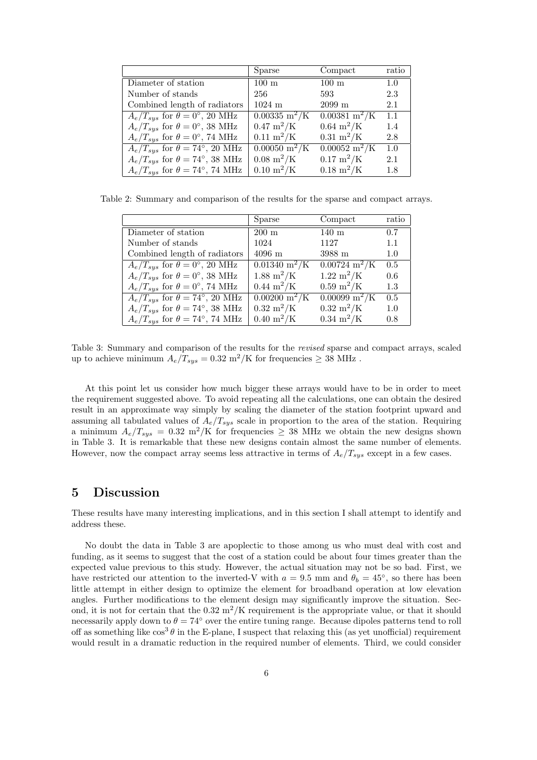|  | Sparse | Compact | ratio |
|---|---|---|---|
| Diameter of station | 100 m | 100 m | 1.0 |
| Number of stands | 256 | 593 | 2.3 |
| Combined length of radiators | 1024 m | 2099 m | 2.1 |
| $A_e/T_{sys}$ for $\theta = 0^\circ$, 20 MHz | 0.00335 m$^2$/K | 0.00381 m$^2$/K | 1.1 |
| $A_e/T_{sys}$ for $\theta = 0^\circ$, 38 MHz | 0.47 m$^2$/K | 0.64 m$^2$/K | 1.4 |
| $A_e/T_{sys}$ for $\theta = 0^\circ$, 74 MHz | 0.11 m$^2$/K | 0.31 m$^2$/K | 2.8 |
| $A_e/T_{sys}$ for $\theta = 74^\circ$, 20 MHz | 0.00050 m$^2$/K | 0.00052 m$^2$/K | 1.0 |
| $A_e/T_{sys}$ for $\theta = 74^\circ$, 38 MHz | 0.08 m$^2$/K | 0.17 m$^2$/K | 2.1 |
| $A_e/T_{sys}$ for $\theta = 74^\circ$, 74 MHz | 0.10 m$^2$/K | 0.18 m$^2$/K | 1.8 |

Table 2: Summary and comparison of the results for the sparse and compact arrays.

|  | Sparse | Compact | ratio |
|---|---|---|---|
| Diameter of station | 200 m | 140 m | 0.7 |
| Number of stands | 1024 | 1127 | 1.1 |
| Combined length of radiators | 4096 m | 3988 m | 1.0 |
| $A_e/T_{sys}$ for $\theta = 0^\circ$, 20 MHz | 0.01340 m$^2$/K | 0.00724 m$^2$/K | 0.5 |
| $A_e/T_{sys}$ for $\theta = 0^\circ$, 38 MHz | 1.88 m$^2$/K | 1.22 m$^2$/K | 0.6 |
| $A_e/T_{sys}$ for $\theta = 0^\circ$, 74 MHz | 0.44 m$^2$/K | 0.59 m$^2$/K | 1.3 |
| $A_e/T_{sys}$ for $\theta = 74^\circ$, 20 MHz | 0.00200 m$^2$/K | 0.00099 m$^2$/K | 0.5 |
| $A_e/T_{sys}$ for $\theta = 74^\circ$, 38 MHz | 0.32 m$^2$/K | 0.32 m$^2$/K | 1.0 |
| $A_e/T_{sys}$ for $\theta = 74^\circ$, 74 MHz | 0.40 m$^2$/K | 0.34 m$^2$/K | 0.8 |

Table 3: Summary and comparison of the results for the *revised* sparse and compact arrays, scaled up to achieve minimum $A_e/T_{sys} = 0.32$ m$^2$/K for frequencies $\geq 38$ MHz .

At this point let us consider how much bigger these arrays would have to be in order to meet the requirement suggested above. To avoid repeating all the calculations, one can obtain the desired result in an approximate way simply by scaling the diameter of the station footprint upward and assuming all tabulated values of $A_e/T_{sys}$ scale in proportion to the area of the station. Requiring a minimum $A_e/T_{sys} = 0.32$ m$^2$/K for frequencies $\geq 38$ MHz we obtain the new designs shown in Table 3. It is remarkable that these new designs contain almost the same number of elements. However, now the compact array seems less attractive in terms of $A_e/T_{sys}$ except in a few cases.

## 5 Discussion

These results have many interesting implications, and in this section I shall attempt to identify and address these.

No doubt the data in Table 3 are apoplectic to those among us who must deal with cost and funding, as it seems to suggest that the cost of a station could be about four times greater than the expected value previous to this study. However, the actual situation may not be so bad. First, we have restricted our attention to the inverted-V with $a = 9.5$ mm and $\theta_b = 45^\circ$, so there has been little attempt in either design to optimize the element for broadband operation at low elevation angles. Further modifications to the element design may significantly improve the situation. Second, it is not for certain that the 0.32 m$^2$/K requirement is the appropriate value, or that it should necessarily apply down to $\theta = 74^\circ$ over the entire tuning range. Because dipoles patterns tend to roll off as something like $\cos^3\theta$ in the E-plane, I suspect that relaxing this (as yet unofficial) requirement would result in a dramatic reduction in the required number of elements. Third, we could consider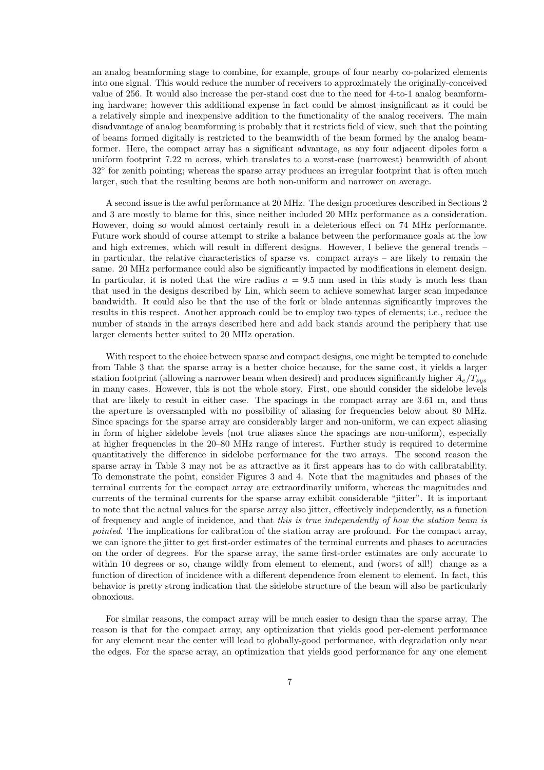an analog beamforming stage to combine, for example, groups of four nearby co-polarized elements into one signal. This would reduce the number of receivers to approximately the originally-conceived value of 256. It would also increase the per-stand cost due to the need for 4-to-1 analog beamforming hardware; however this additional expense in fact could be almost insignificant as it could be a relatively simple and inexpensive addition to the functionality of the analog receivers. The main disadvantage of analog beamforming is probably that it restricts field of view, such that the pointing of beams formed digitally is restricted to the beamwidth of the beam formed by the analog beamformer. Here, the compact array has a significant advantage, as any four adjacent dipoles form a uniform footprint 7.22 m across, which translates to a worst-case (narrowest) beamwidth of about $32^\circ$ for zenith pointing; whereas the sparse array produces an irregular footprint that is often much larger, such that the resulting beams are both non-uniform and narrower on average.

A second issue is the awful performance at 20 MHz. The design procedures described in Sections 2 and 3 are mostly to blame for this, since neither included 20 MHz performance as a consideration. However, doing so would almost certainly result in a deleterious effect on 74 MHz performance. Future work should of course attempt to strike a balance between the performance goals at the low and high extremes, which will result in different designs. However, I believe the general trends – in particular, the relative characteristics of sparse vs. compact arrays – are likely to remain the same. 20 MHz performance could also be significantly impacted by modifications in element design. In particular, it is noted that the wire radius $a = 9.5$ mm used in this study is much less than that used in the designs described by Lin, which seem to achieve somewhat larger scan impedance bandwidth. It could also be that the use of the fork or blade antennas significantly improves the results in this respect. Another approach could be to employ two types of elements; i.e., reduce the number of stands in the arrays described here and add back stands around the periphery that use larger elements better suited to 20 MHz operation.

With respect to the choice between sparse and compact designs, one might be tempted to conclude from Table 3 that the sparse array is a better choice because, for the same cost, it yields a larger station footprint (allowing a narrower beam when desired) and produces significantly higher $A_e/T_{sys}$ in many cases. However, this is not the whole story. First, one should consider the sidelobe levels that are likely to result in either case. The spacings in the compact array are 3.61 m, and thus the aperture is oversampled with no possibility of aliasing for frequencies below about 80 MHz. Since spacings for the sparse array are considerably larger and non-uniform, we can expect aliasing in form of higher sidelobe levels (not true aliases since the spacings are non-uniform), especially at higher frequencies in the 20–80 MHz range of interest. Further study is required to determine quantitatively the difference in sidelobe performance for the two arrays. The second reason the sparse array in Table 3 may not be as attractive as it first appears has to do with calibratability. To demonstrate the point, consider Figures 3 and 4. Note that the magnitudes and phases of the terminal currents for the compact array are extraordinarily uniform, whereas the magnitudes and currents of the terminal currents for the sparse array exhibit considerable "jitter". It is important to note that the actual values for the sparse array also jitter, effectively independently, as a function of frequency and angle of incidence, and that *this is true independently of how the station beam is pointed*. The implications for calibration of the station array are profound. For the compact array, we can ignore the jitter to get first-order estimates of the terminal currents and phases to accuracies on the order of degrees. For the sparse array, the same first-order estimates are only accurate to within 10 degrees or so, change wildly from element to element, and (worst of all!) change as a function of direction of incidence with a different dependence from element to element. In fact, this behavior is pretty strong indication that the sidelobe structure of the beam will also be particularly obnoxious.

For similar reasons, the compact array will be much easier to design than the sparse array. The reason is that for the compact array, any optimization that yields good per-element performance for any element near the center will lead to globally-good performance, with degradation only near the edges. For the sparse array, an optimization that yields good performance for any one element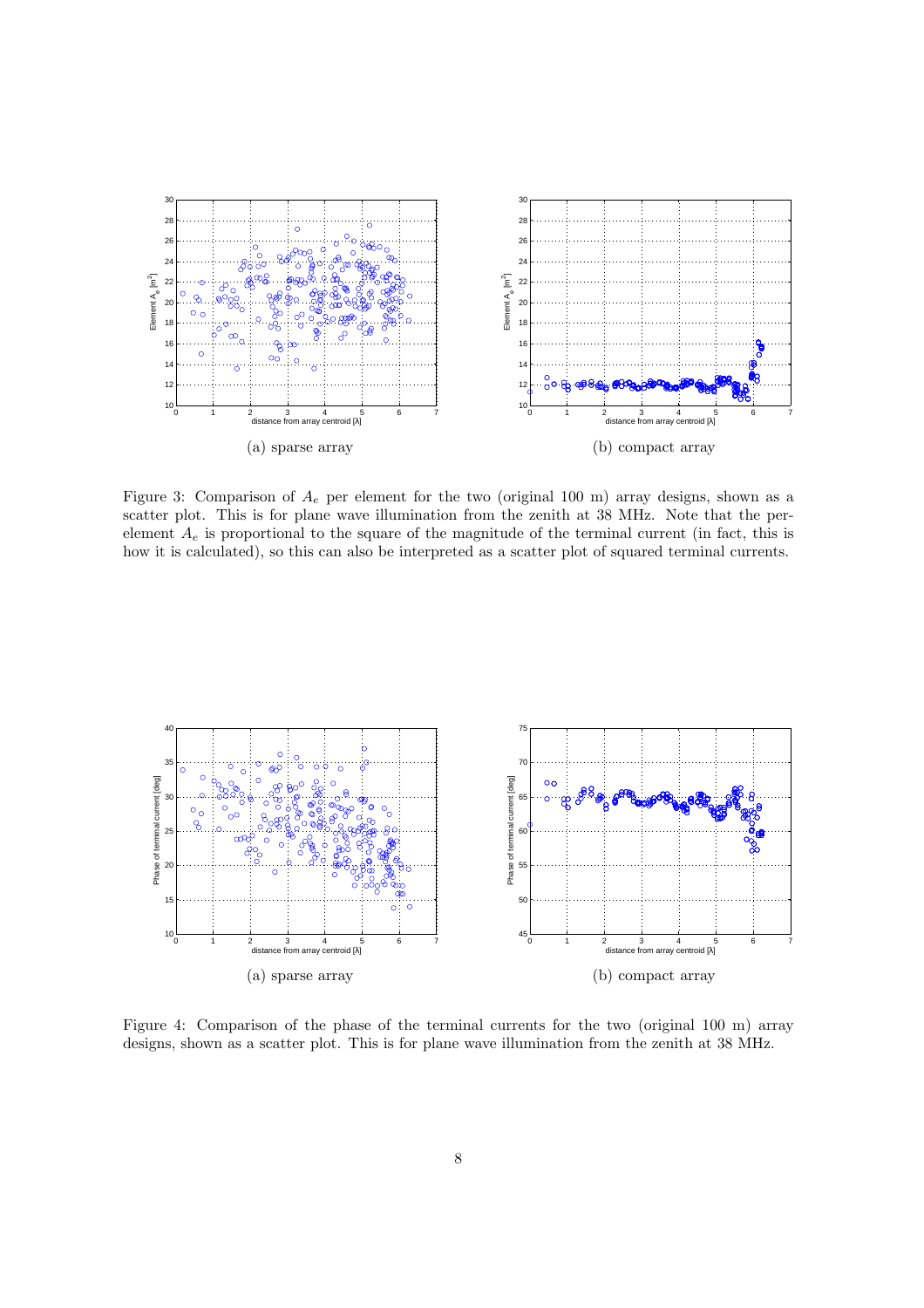(a) sparse array

(b) compact array

Figure 3: Comparison of $A_e$ per element for the two (original 100 m) array designs, shown as a scatter plot. This is for plane wave illumination from the zenith at 38 MHz. Note that the per-element $A_e$ is proportional to the square of the magnitude of the terminal current (in fact, this is how it is calculated), so this can also be interpreted as a scatter plot of squared terminal currents.

(a) sparse array

(b) compact array

Figure 4: Comparison of the phase of the terminal currents for the two (original 100 m) array designs, shown as a scatter plot. This is for plane wave illumination from the zenith at 38 MHz.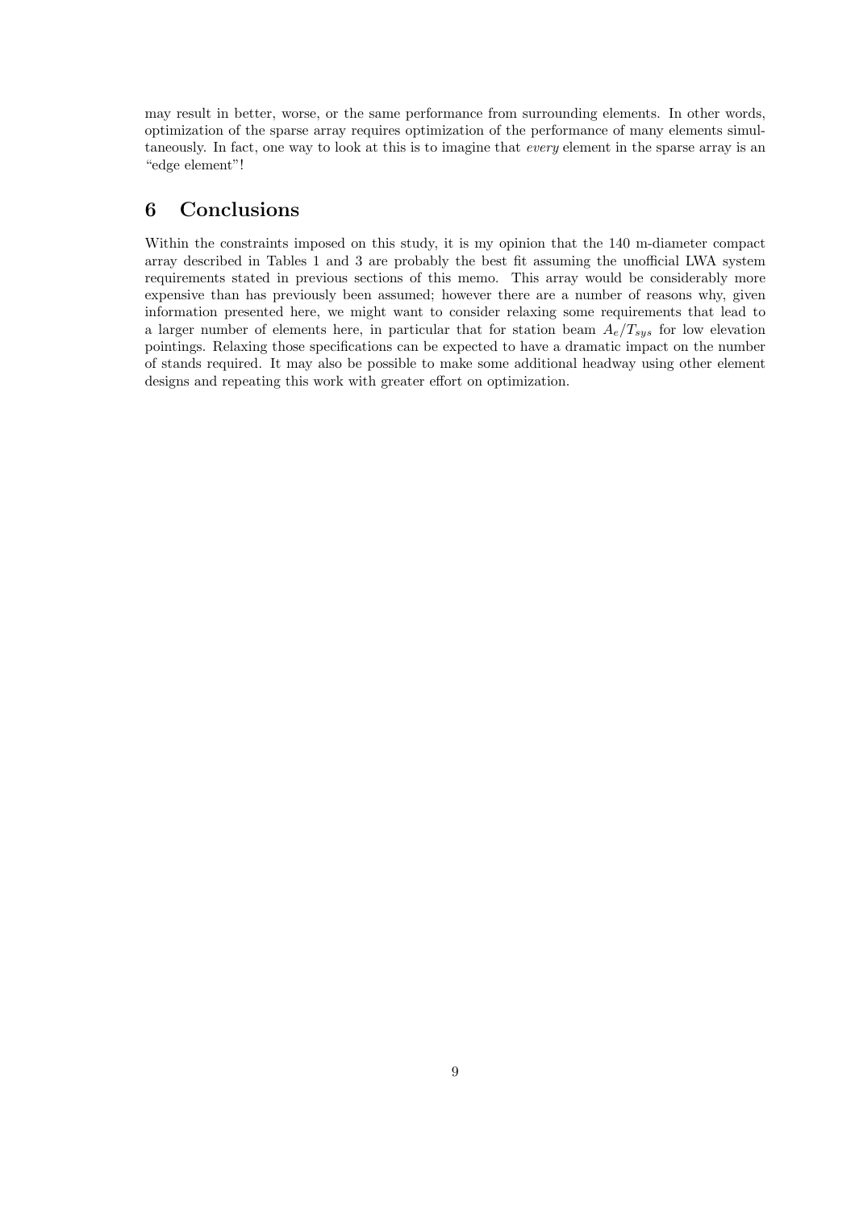may result in better, worse, or the same performance from surrounding elements. In other words, optimization of the sparse array requires optimization of the performance of many elements simultaneously. In fact, one way to look at this is to imagine that *every* element in the sparse array is an "edge element"!

## 6 Conclusions

Within the constraints imposed on this study, it is my opinion that the 140 m-diameter compact array described in Tables 1 and 3 are probably the best fit assuming the unofficial LWA system requirements stated in previous sections of this memo. This array would be considerably more expensive than has previously been assumed; however there are a number of reasons why, given information presented here, we might want to consider relaxing some requirements that lead to a larger number of elements here, in particular that for station beam $A_e/T_{sys}$ for low elevation pointings. Relaxing those specifications can be expected to have a dramatic impact on the number of stands required. It may also be possible to make some additional headway using other element designs and repeating this work with greater effort on optimization.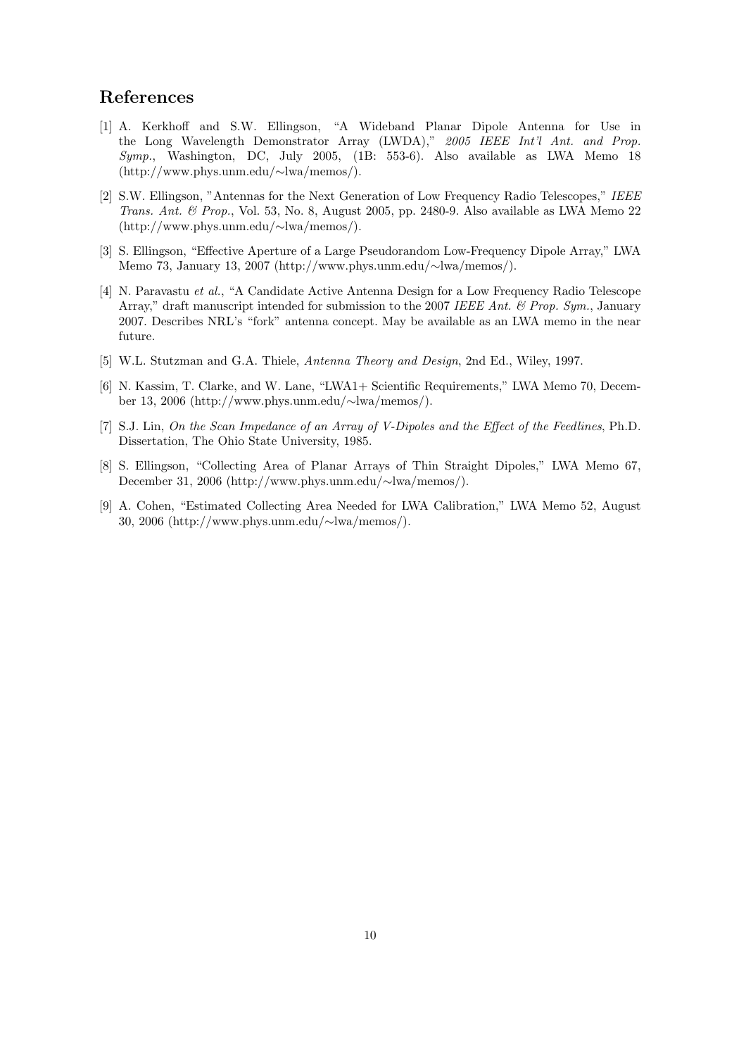## References

[1] A. Kerkhoff and S.W. Ellingson, "A Wideband Planar Dipole Antenna for Use in the Long Wavelength Demonstrator Array (LWDA)," *2005 IEEE Int'l Ant. and Prop. Symp.*, Washington, DC, July 2005, (1B: 553-6). Also available as LWA Memo 18 (http://www.phys.unm.edu/∼lwa/memos/).

[2] S.W. Ellingson, "Antennas for the Next Generation of Low Frequency Radio Telescopes," *IEEE Trans. Ant. & Prop.*, Vol. 53, No. 8, August 2005, pp. 2480-9. Also available as LWA Memo 22 (http://www.phys.unm.edu/∼lwa/memos/).

[3] S. Ellingson, "Effective Aperture of a Large Pseudorandom Low-Frequency Dipole Array," LWA Memo 73, January 13, 2007 (http://www.phys.unm.edu/∼lwa/memos/).

[4] N. Paravastu *et al.*, "A Candidate Active Antenna Design for a Low Frequency Radio Telescope Array," draft manuscript intended for submission to the 2007 *IEEE Ant. & Prop. Sym.*, January 2007. Describes NRL's "fork" antenna concept. May be available as an LWA memo in the near future.

[5] W.L. Stutzman and G.A. Thiele, *Antenna Theory and Design*, 2nd Ed., Wiley, 1997.

[6] N. Kassim, T. Clarke, and W. Lane, "LWA1+ Scientific Requirements," LWA Memo 70, December 13, 2006 (http://www.phys.unm.edu/∼lwa/memos/).

[7] S.J. Lin, *On the Scan Impedance of an Array of V-Dipoles and the Effect of the Feedlines*, Ph.D. Dissertation, The Ohio State University, 1985.

[8] S. Ellingson, "Collecting Area of Planar Arrays of Thin Straight Dipoles," LWA Memo 67, December 31, 2006 (http://www.phys.unm.edu/∼lwa/memos/).

[9] A. Cohen, "Estimated Collecting Area Needed for LWA Calibration," LWA Memo 52, August 30, 2006 (http://www.phys.unm.edu/∼lwa/memos/).